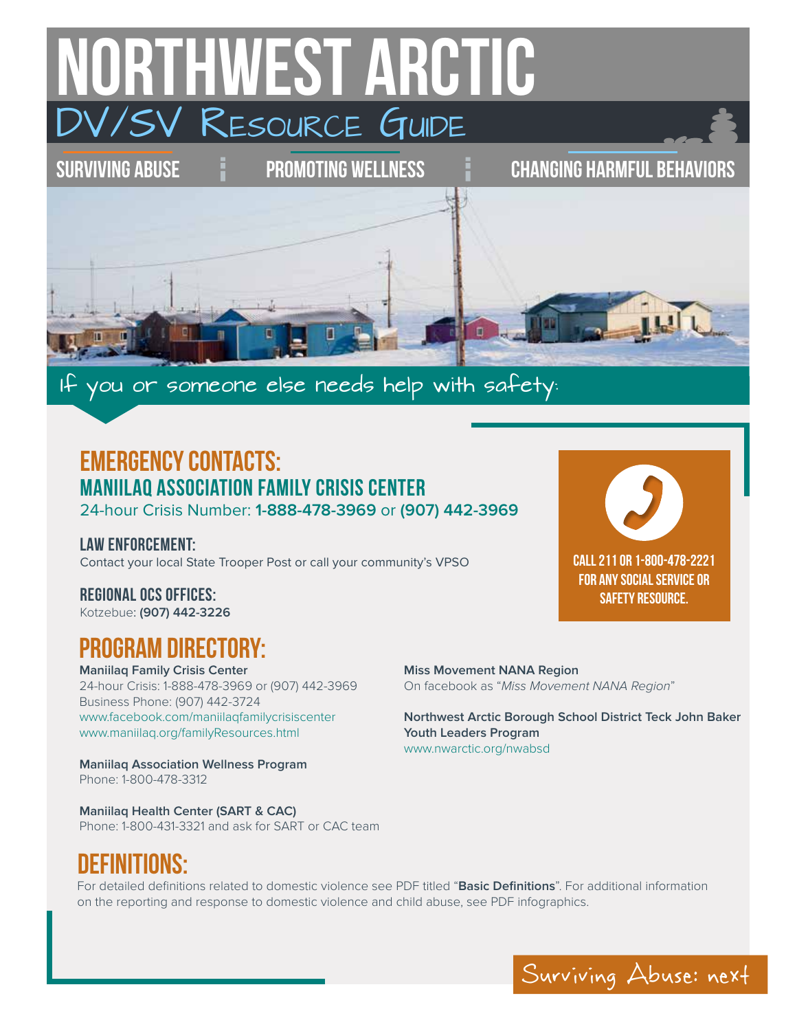# NORTHWEST ARCTIC

## DV/SV Resource Guide

SURVIVING ABUSE | PROMOTING WELLNESS | CHANGING HARMFUL BEHAVIORS

If you or someone else needs help with safety:

## EMERGENCY CONTACTS:

### MANIILAQ ASSOCIATION FAMILY CRISIS CENTER

24-hour Crisis Number: **1-888-478-3969** or **(907) 442-3969**

### LAW ENFORCEMENT:

Contact your local State Trooper Post or call your community's VPSO

### REGIONAL OCS OFFICES:

Kotzebue: **(907) 442-3226**

**CALL 211 OR 1-800-478-2221 FOR ANY SOCIAL SERVICE OR SAFETY RESOURCE.**

## PROGRAM DIRECTORY:

**Maniilaq Family Crisis Center**
24-hour Crisis: 1-888-478-3969 or (907) 442-3969
Business Phone: (907) 442-3724
www.facebook.com/maniilaqfamilycrisiscenter
www.maniilaq.org/familyResources.html

**Maniilaq Association Wellness Program**
Phone: 1-800-478-3312

**Maniilaq Health Center (SART & CAC)**
Phone: 1-800-431-3321 and ask for SART or CAC team

**Miss Movement NANA Region**
On facebook as "*Miss Movement NANA Region*"

**Northwest Arctic Borough School District Teck John Baker Youth Leaders Program**
www.nwarctic.org/nwabsd

## DEFINITIONS:

For detailed definitions related to domestic violence see PDF titled "**Basic Definitions**". For additional information on the reporting and response to domestic violence and child abuse, see PDF infographics.

Surviving Abuse: next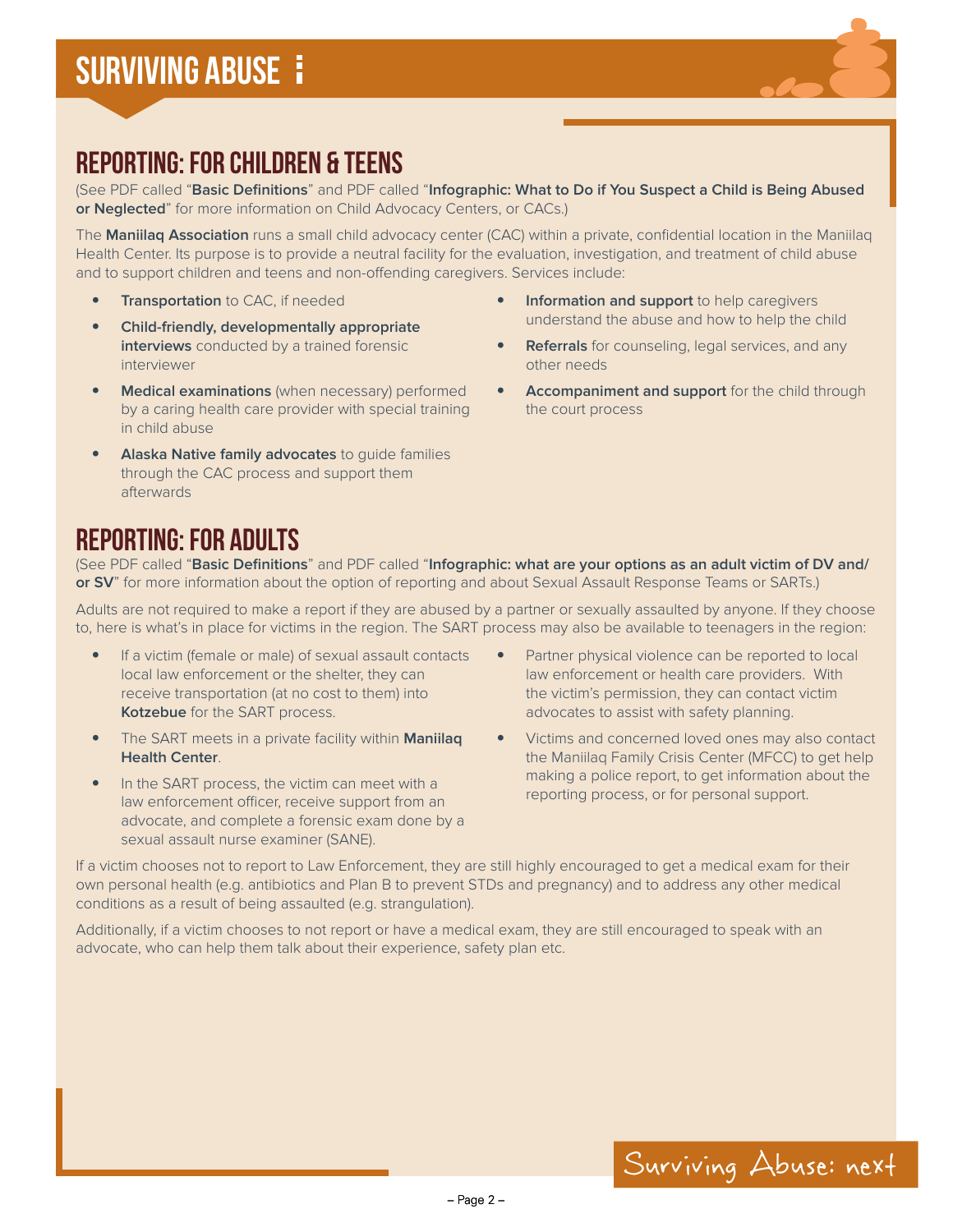# SURVIVING ABUSE

## REPORTING: FOR CHILDREN & TEENS

(See PDF called "**Basic Definitions**" and PDF called "**Infographic: What to Do if You Suspect a Child is Being Abused or Neglected**" for more information on Child Advocacy Centers, or CACs.)

The **Maniilaq Association** runs a small child advocacy center (CAC) within a private, confidential location in the Maniilaq Health Center. Its purpose is to provide a neutral facility for the evaluation, investigation, and treatment of child abuse and to support children and teens and non-offending caregivers. Services include:

- **Transportation** to CAC, if needed
- **Child-friendly, developmentally appropriate interviews** conducted by a trained forensic interviewer
- **Medical examinations** (when necessary) performed by a caring health care provider with special training in child abuse
- **Alaska Native family advocates** to guide families through the CAC process and support them afterwards
- **Information and support** to help caregivers understand the abuse and how to help the child
- **Referrals** for counseling, legal services, and any other needs
- **Accompaniment and support** for the child through the court process

## REPORTING: FOR ADULTS

(See PDF called "**Basic Definitions**" and PDF called "**Infographic: what are your options as an adult victim of DV and/or SV**" for more information about the option of reporting and about Sexual Assault Response Teams or SARTs.)

Adults are not required to make a report if they are abused by a partner or sexually assaulted by anyone. If they choose to, here is what's in place for victims in the region. The SART process may also be available to teenagers in the region:

- If a victim (female or male) of sexual assault contacts local law enforcement or the shelter, they can receive transportation (at no cost to them) into **Kotzebue** for the SART process.
- The SART meets in a private facility within **Maniilaq Health Center**.
- In the SART process, the victim can meet with a law enforcement officer, receive support from an advocate, and complete a forensic exam done by a sexual assault nurse examiner (SANE).
- Partner physical violence can be reported to local law enforcement or health care providers. With the victim's permission, they can contact victim advocates to assist with safety planning.
- Victims and concerned loved ones may also contact the Maniilaq Family Crisis Center (MFCC) to get help making a police report, to get information about the reporting process, or for personal support.

If a victim chooses not to report to Law Enforcement, they are still highly encouraged to get a medical exam for their own personal health (e.g. antibiotics and Plan B to prevent STDs and pregnancy) and to address any other medical conditions as a result of being assaulted (e.g. strangulation).

Additionally, if a victim chooses to not report or have a medical exam, they are still encouraged to speak with an advocate, who can help them talk about their experience, safety plan etc.

Surviving Abuse: next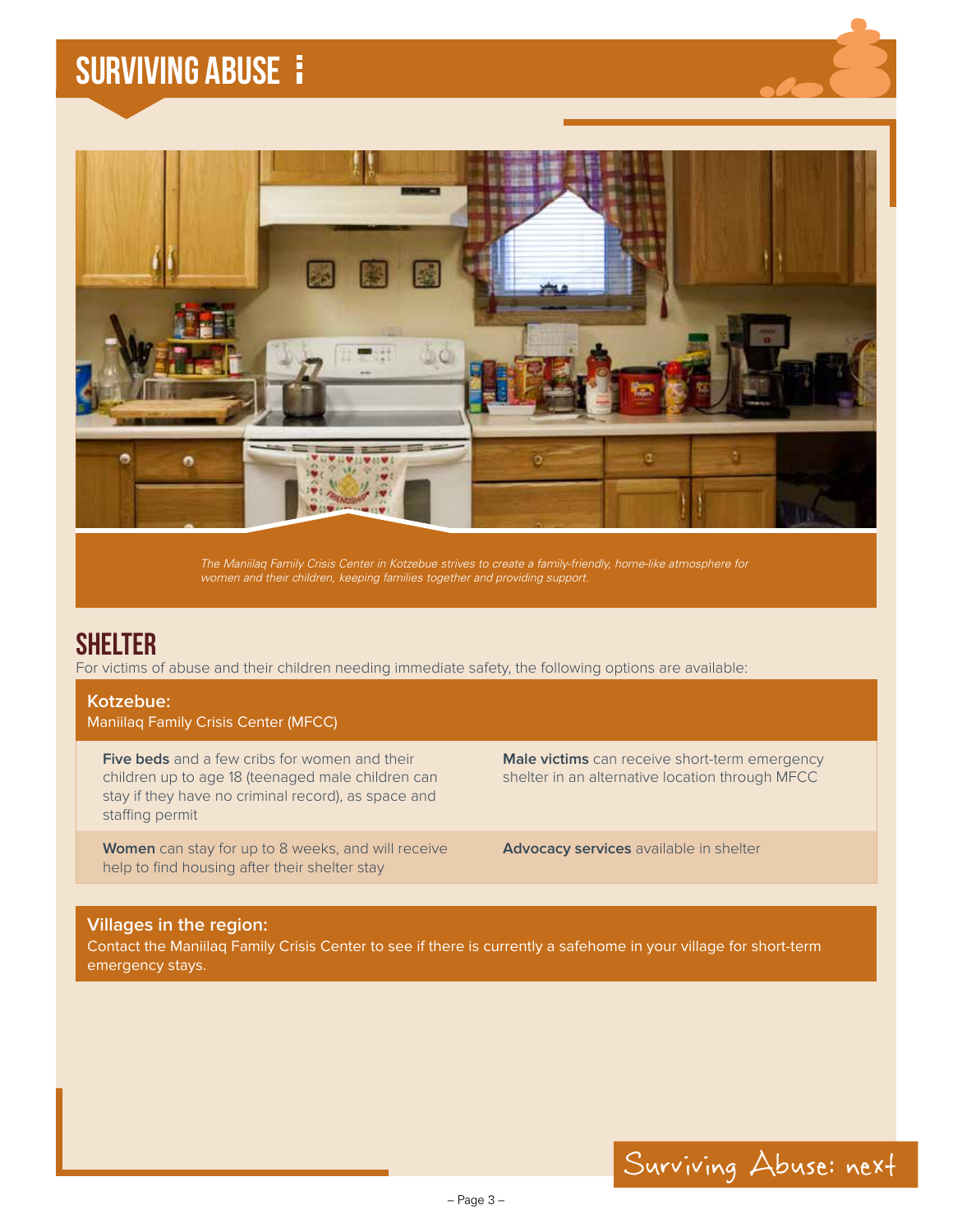# SURVIVING ABUSE

*The Maniilaq Family Crisis Center in Kotzebue strives to create a family-friendly, home-like atmosphere for women and their children, keeping families together and providing support.*

## SHELTER

For victims of abuse and their children needing immediate safety, the following options are available:

### Kotzebue:

Maniilaq Family Crisis Center (MFCC)

- **Five beds** and a few cribs for women and their children up to age 18 (teenaged male children can stay if they have no criminal record), as space and staffing permit
- **Male victims** can receive short-term emergency shelter in an alternative location through MFCC
- **Women** can stay for up to 8 weeks, and will receive help to find housing after their shelter stay
- **Advocacy services** available in shelter

### Villages in the region:

Contact the Maniilaq Family Crisis Center to see if there is currently a safehome in your village for short-term emergency stays.

Surviving Abuse: next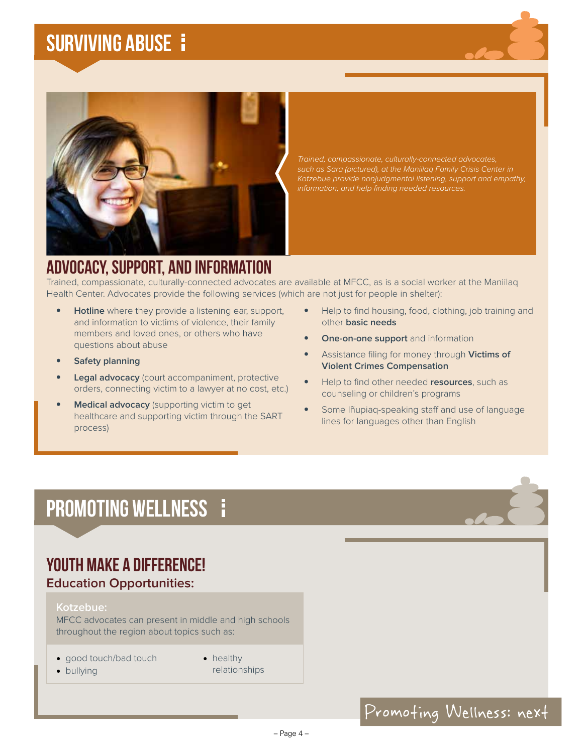# SURVIVING ABUSE

*Trained, compassionate, culturally-connected advocates, such as Sara (pictured), at the Maniilaq Family Crisis Center in Kotzebue provide nonjudgmental listening, support and empathy, information, and help finding needed resources.*

## ADVOCACY, SUPPORT, AND INFORMATION

Trained, compassionate, culturally-connected advocates are available at MFCC, as is a social worker at the Maniilaq Health Center. Advocates provide the following services (which are not just for people in shelter):

- **Hotline** where they provide a listening ear, support, and information to victims of violence, their family members and loved ones, or others who have questions about abuse
- **Safety planning**
- **Legal advocacy** (court accompaniment, protective orders, connecting victim to a lawyer at no cost, etc.)
- **Medical advocacy** (supporting victim to get healthcare and supporting victim through the SART process)
- Help to find housing, food, clothing, job training and other **basic needs**
- **One-on-one support** and information
- Assistance filing for money through **Victims of Violent Crimes Compensation**
- Help to find other needed **resources**, such as counseling or children's programs
- Some Iñupiaq-speaking staff and use of language lines for languages other than English

# PROMOTING WELLNESS

## YOUTH MAKE A DIFFERENCE!

### Education Opportunities:

**Kotzebue:**

MFCC advocates can present in middle and high schools throughout the region about topics such as:

- good touch/bad touch
- bullying
- healthy relationships

Promoting Wellness: next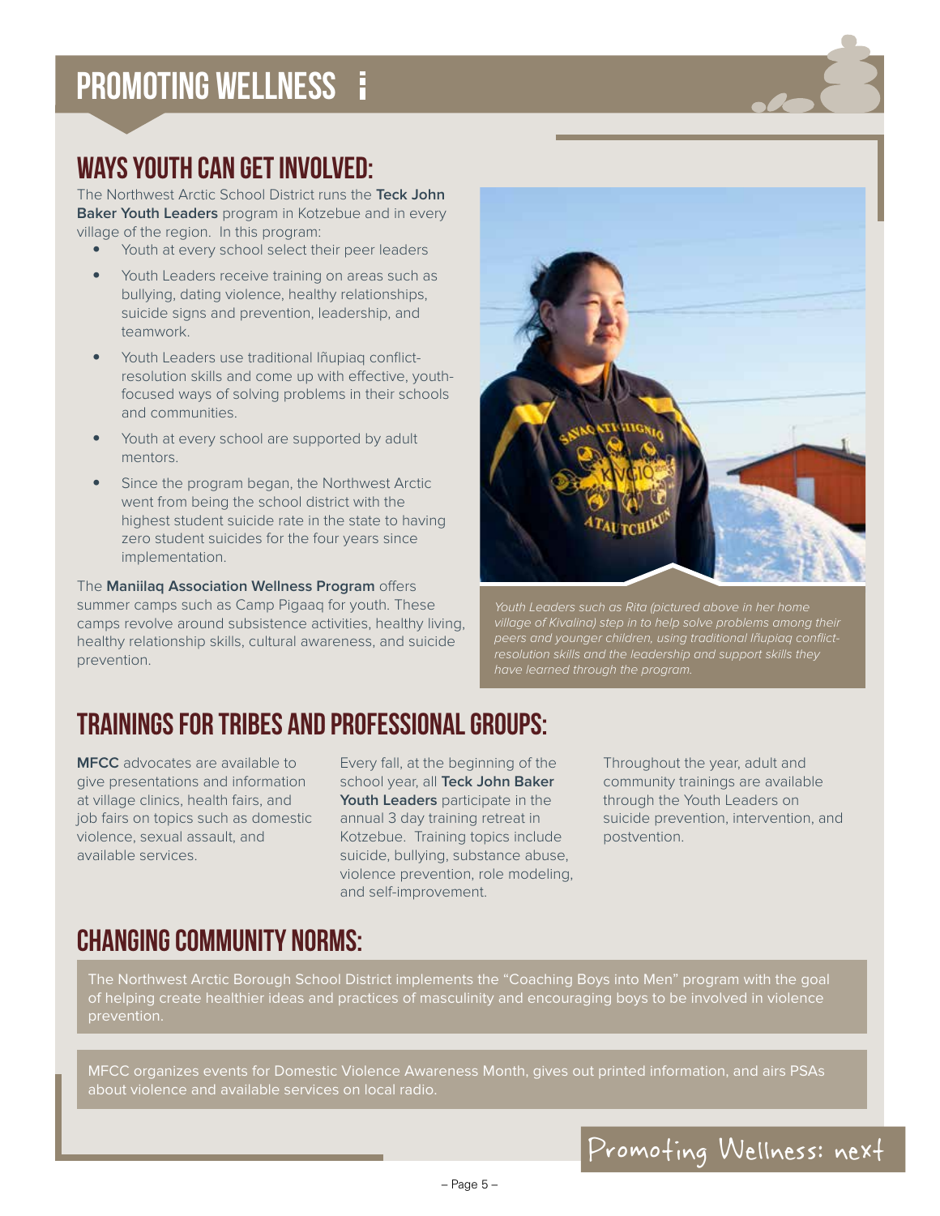# PROMOTING WELLNESS

## WAYS YOUTH CAN GET INVOLVED:

The Northwest Arctic School District runs the **Teck John Baker Youth Leaders** program in Kotzebue and in every village of the region. In this program:

- Youth at every school select their peer leaders
- Youth Leaders receive training on areas such as bullying, dating violence, healthy relationships, suicide signs and prevention, leadership, and teamwork.
- Youth Leaders use traditional Iñupiaq conflict-resolution skills and come up with effective, youth-focused ways of solving problems in their schools and communities.
- Youth at every school are supported by adult mentors.
- Since the program began, the Northwest Arctic went from being the school district with the highest student suicide rate in the state to having zero student suicides for the four years since implementation.

The **Maniilaq Association Wellness Program** offers summer camps such as Camp Pigaaq for youth. These camps revolve around subsistence activities, healthy living, healthy relationship skills, cultural awareness, and suicide prevention.

*Youth Leaders such as Rita (pictured above in her home village of Kivalina) step in to help solve problems among their peers and younger children, using traditional Iñupiaq conflict-resolution skills and the leadership and support skills they have learned through the program.*

## TRAININGS FOR TRIBES AND PROFESSIONAL GROUPS:

**MFCC** advocates are available to give presentations and information at village clinics, health fairs, and job fairs on topics such as domestic violence, sexual assault, and available services.

Every fall, at the beginning of the school year, all **Teck John Baker Youth Leaders** participate in the annual 3 day training retreat in Kotzebue. Training topics include suicide, bullying, substance abuse, violence prevention, role modeling, and self-improvement.

Throughout the year, adult and community trainings are available through the Youth Leaders on suicide prevention, intervention, and postvention.

## CHANGING COMMUNITY NORMS:

The Northwest Arctic Borough School District implements the “Coaching Boys into Men” program with the goal of helping create healthier ideas and practices of masculinity and encouraging boys to be involved in violence prevention.

MFCC organizes events for Domestic Violence Awareness Month, gives out printed information, and airs PSAs about violence and available services on local radio.

Promoting Wellness: next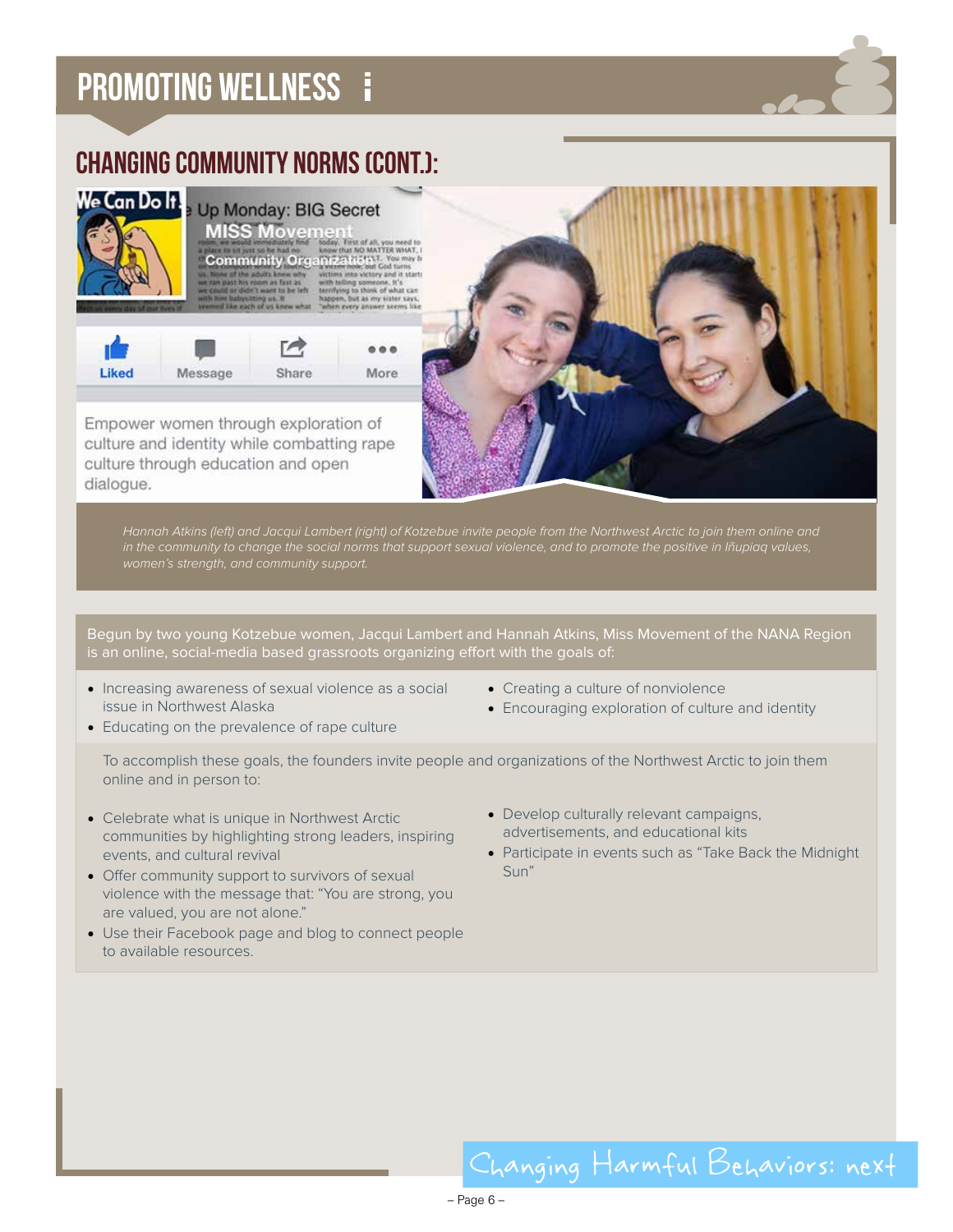# PROMOTING WELLNESS

## CHANGING COMMUNITY NORMS (CONT.):

Empower women through exploration of culture and identity while combatting rape culture through education and open dialogue.

*Hannah Atkins (left) and Jacqui Lambert (right) of Kotzebue invite people from the Northwest Arctic to join them online and in the community to change the social norms that support sexual violence, and to promote the positive in Iñupiaq values, women's strength, and community support.*

Begun by two young Kotzebue women, Jacqui Lambert and Hannah Atkins, Miss Movement of the NANA Region is an online, social-media based grassroots organizing effort with the goals of:

- Increasing awareness of sexual violence as a social issue in Northwest Alaska
- Educating on the prevalence of rape culture
- Creating a culture of nonviolence
- Encouraging exploration of culture and identity

To accomplish these goals, the founders invite people and organizations of the Northwest Arctic to join them online and in person to:

- Celebrate what is unique in Northwest Arctic communities by highlighting strong leaders, inspiring events, and cultural revival
- Offer community support to survivors of sexual violence with the message that: "You are strong, you are valued, you are not alone."
- Use their Facebook page and blog to connect people to available resources.
- Develop culturally relevant campaigns, advertisements, and educational kits
- Participate in events such as "Take Back the Midnight Sun"

Changing Harmful Behaviors: next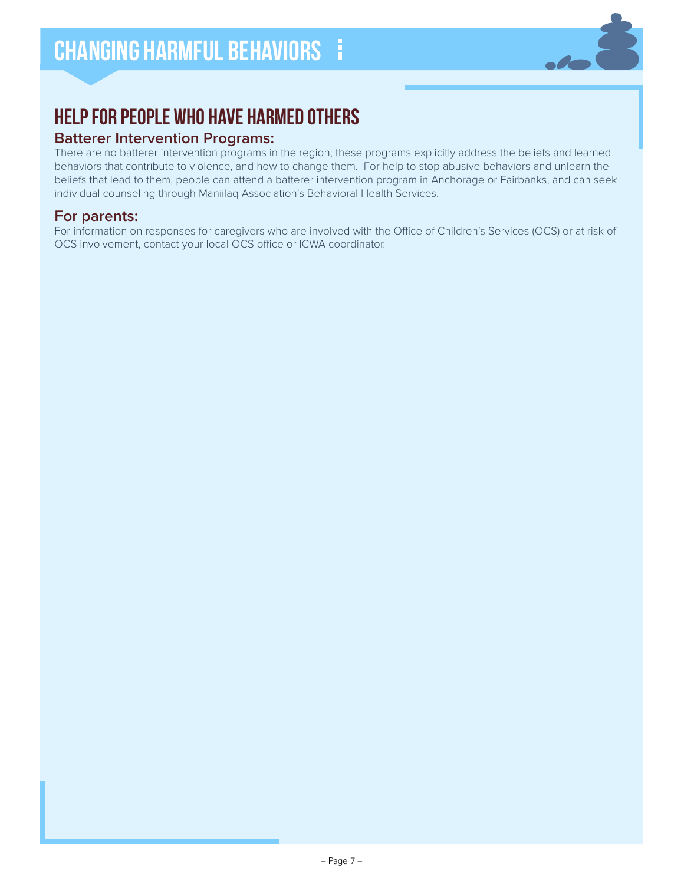# CHANGING HARMFUL BEHAVIORS

## HELP FOR PEOPLE WHO HAVE HARMED OTHERS

### Batterer Intervention Programs:

There are no batterer intervention programs in the region; these programs explicitly address the beliefs and learned behaviors that contribute to violence, and how to change them. For help to stop abusive behaviors and unlearn the beliefs that lead to them, people can attend a batterer intervention program in Anchorage or Fairbanks, and can seek individual counseling through Maniilaq Association's Behavioral Health Services.

### For parents:

For information on responses for caregivers who are involved with the Office of Children's Services (OCS) or at risk of OCS involvement, contact your local OCS office or ICWA coordinator.